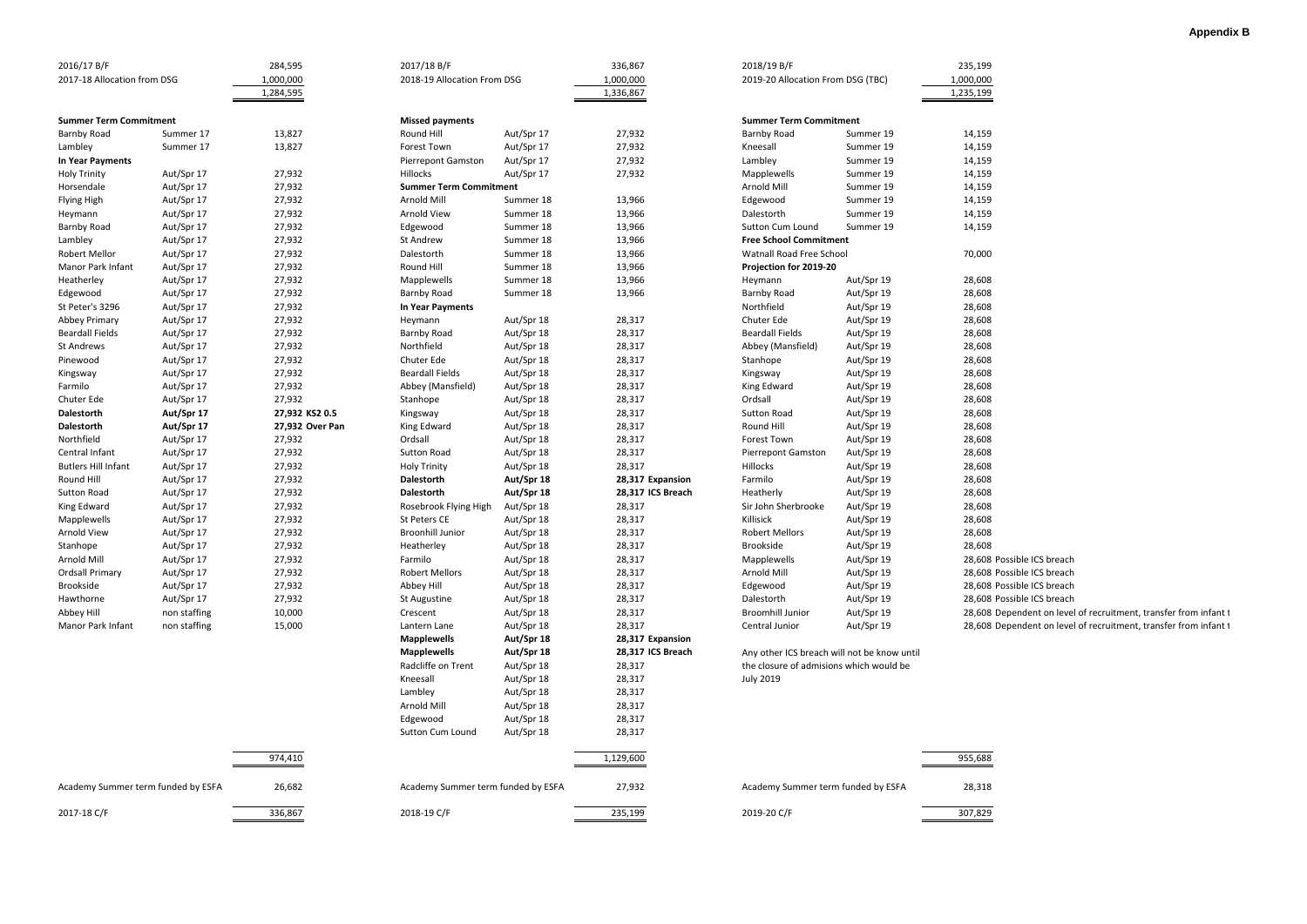# Appendix B

| | | | |
|---|---|---|---|
| 2016/17 B/F | | 284,595 | |
| 2017-18 Allocation from DSG | | 1,000,000 | |
| | | 1,284,595 | |
| **Summer Term Commitment** | | | |
| Barnby Road | Summer 17 | 13,827 | |
| Lambley | Summer 17 | 13,827 | |
| **In Year Payments** | | | |
| Holy Trinity | Aut/Spr 17 | 27,932 | |
| Horsendale | Aut/Spr 17 | 27,932 | |
| Flying High | Aut/Spr 17 | 27,932 | |
| Heymann | Aut/Spr 17 | 27,932 | |
| Barnby Road | Aut/Spr 17 | 27,932 | |
| Lambley | Aut/Spr 17 | 27,932 | |
| Robert Mellor | Aut/Spr 17 | 27,932 | |
| Manor Park Infant | Aut/Spr 17 | 27,932 | |
| Heatherley | Aut/Spr 17 | 27,932 | |
| Edgewood | Aut/Spr 17 | 27,932 | |
| St Peter's 3296 | Aut/Spr 17 | 27,932 | |
| Abbey Primary | Aut/Spr 17 | 27,932 | |
| Beardall Fields | Aut/Spr 17 | 27,932 | |
| St Andrews | Aut/Spr 17 | 27,932 | |
| Pinewood | Aut/Spr 17 | 27,932 | |
| Kingsway | Aut/Spr 17 | 27,932 | |
| Farmilo | Aut/Spr 17 | 27,932 | |
| Chuter Ede | Aut/Spr 17 | 27,932 | |
| **Dalestorth** | **Aut/Spr 17** | **27,932** | **KS2 0.5** |
| **Dalestorth** | **Aut/Spr 17** | **27,932** | **Over Pan** |
| Northfield | Aut/Spr 17 | 27,932 | |
| Central Infant | Aut/Spr 17 | 27,932 | |
| Butlers Hill Infant | Aut/Spr 17 | 27,932 | |
| Round Hill | Aut/Spr 17 | 27,932 | |
| Sutton Road | Aut/Spr 17 | 27,932 | |
| King Edward | Aut/Spr 17 | 27,932 | |
| Mapplewells | Aut/Spr 17 | 27,932 | |
| Arnold View | Aut/Spr 17 | 27,932 | |
| Stanhope | Aut/Spr 17 | 27,932 | |
| Arnold Mill | Aut/Spr 17 | 27,932 | |
| Ordsall Primary | Aut/Spr 17 | 27,932 | |
| Brookside | Aut/Spr 17 | 27,932 | |
| Hawthorne | Aut/Spr 17 | 27,932 | |
| Abbey Hill | non staffing | 10,000 | |
| Manor Park Infant | non staffing | 15,000 | |
| | | 974,410 | |
| Academy Summer term funded by ESFA | | 26,682 | |
| 2017-18 C/F | | 336,867 | |

| | | | |
|---|---|---|---|
| 2017/18 B/F | | 336,867 | |
| 2018-19 Allocation From DSG | | 1,000,000 | |
| | | 1,336,867 | |
| **Missed payments** | | | |
| Round Hill | Aut/Spr 17 | 27,932 | |
| Forest Town | Aut/Spr 17 | 27,932 | |
| Pierrepont Gamston | Aut/Spr 17 | 27,932 | |
| Hillocks | Aut/Spr 17 | 27,932 | |
| **Summer Term Commitment** | | | |
| Arnold Mill | Summer 18 | 13,966 | |
| Arnold View | Summer 18 | 13,966 | |
| Edgewood | Summer 18 | 13,966 | |
| St Andrew | Summer 18 | 13,966 | |
| Dalestorth | Summer 18 | 13,966 | |
| Round Hill | Summer 18 | 13,966 | |
| Mapplewells | Summer 18 | 13,966 | |
| Barnby Road | Summer 18 | 13,966 | |
| **In Year Payments** | | | |
| Heymann | Aut/Spr 18 | 28,317 | |
| Barnby Road | Aut/Spr 18 | 28,317 | |
| Northfield | Aut/Spr 18 | 28,317 | |
| Chuter Ede | Aut/Spr 18 | 28,317 | |
| Beardall Fields | Aut/Spr 18 | 28,317 | |
| Abbey (Mansfield) | Aut/Spr 18 | 28,317 | |
| Stanhope | Aut/Spr 18 | 28,317 | |
| Kingsway | Aut/Spr 18 | 28,317 | |
| King Edward | Aut/Spr 18 | 28,317 | |
| Ordsall | Aut/Spr 18 | 28,317 | |
| Sutton Road | Aut/Spr 18 | 28,317 | |
| Holy Trinity | Aut/Spr 18 | 28,317 | |
| **Dalestorth** | **Aut/Spr 18** | **28,317** | **Expansion** |
| **Dalestorth** | **Aut/Spr 18** | **28,317** | **ICS Breach** |
| Rosebrook Flying High | Aut/Spr 18 | 28,317 | |
| St Peters CE | Aut/Spr 18 | 28,317 | |
| Broomhill Junior | Aut/Spr 18 | 28,317 | |
| Heatherley | Aut/Spr 18 | 28,317 | |
| Farmilo | Aut/Spr 18 | 28,317 | |
| Robert Mellors | Aut/Spr 18 | 28,317 | |
| Abbey Hill | Aut/Spr 18 | 28,317 | |
| St Augustine | Aut/Spr 18 | 28,317 | |
| Crescent | Aut/Spr 18 | 28,317 | |
| Lantern Lane | Aut/Spr 18 | 28,317 | |
| **Mapplewells** | **Aut/Spr 18** | **28,317** | **Expansion** |
| **Mapplewells** | **Aut/Spr 18** | **28,317** | **ICS Breach** |
| Radcliffe on Trent | Aut/Spr 18 | 28,317 | |
| Kneesall | Aut/Spr 18 | 28,317 | |
| Lambley | Aut/Spr 18 | 28,317 | |
| Arnold Mill | Aut/Spr 18 | 28,317 | |
| Edgewood | Aut/Spr 18 | 28,317 | |
| Sutton Cum Lound | Aut/Spr 18 | 28,317 | |
| | | 1,129,600 | |
| Academy Summer term funded by ESFA | | 27,932 | |
| 2018-19 C/F | | 235,199 | |

| | | | |
|---|---|---|---|
| 2018/19 B/F | | 235,199 | |
| 2019-20 Allocation From DSG (TBC) | | 1,000,000 | |
| | | 1,235,199 | |
| **Summer Term Commitment** | | | |
| Barnby Road | Summer 19 | 14,159 | |
| Kneesall | Summer 19 | 14,159 | |
| Lambley | Summer 19 | 14,159 | |
| Mapplewells | Summer 19 | 14,159 | |
| Arnold Mill | Summer 19 | 14,159 | |
| Edgewood | Summer 19 | 14,159 | |
| Dalestorth | Summer 19 | 14,159 | |
| Sutton Cum Lound | Summer 19 | 14,159 | |
| **Free School Commitment** | | | |
| Watnall Road Free School | | 70,000 | |
| **Projection for 2019-20** | | | |
| Heymann | Aut/Spr 19 | 28,608 | |
| Barnby Road | Aut/Spr 19 | 28,608 | |
| Northfield | Aut/Spr 19 | 28,608 | |
| Chuter Ede | Aut/Spr 19 | 28,608 | |
| Beardall Fields | Aut/Spr 19 | 28,608 | |
| Abbey (Mansfield) | Aut/Spr 19 | 28,608 | |
| Stanhope | Aut/Spr 19 | 28,608 | |
| Kingsway | Aut/Spr 19 | 28,608 | |
| King Edward | Aut/Spr 19 | 28,608 | |
| Ordsall | Aut/Spr 19 | 28,608 | |
| Sutton Road | Aut/Spr 19 | 28,608 | |
| Round Hill | Aut/Spr 19 | 28,608 | |
| Forest Town | Aut/Spr 19 | 28,608 | |
| Pierrepont Gamston | Aut/Spr 19 | 28,608 | |
| Hillocks | Aut/Spr 19 | 28,608 | |
| Farmilo | Aut/Spr 19 | 28,608 | |
| Heatherly | Aut/Spr 19 | 28,608 | |
| Sir John Sherbrooke | Aut/Spr 19 | 28,608 | |
| Killisick | Aut/Spr 19 | 28,608 | |
| Robert Mellors | Aut/Spr 19 | 28,608 | |
| Brookside | Aut/Spr 19 | 28,608 | |
| Mapplewells | Aut/Spr 19 | 28,608 | Possible ICS breach |
| Arnold Mill | Aut/Spr 19 | 28,608 | Possible ICS breach |
| Edgewood | Aut/Spr 19 | 28,608 | Possible ICS breach |
| Dalestorth | Aut/Spr 19 | 28,608 | Possible ICS breach |
| Broomhill Junior | Aut/Spr 19 | 28,608 | Dependent on level of recruitment, transfer from infant t |
| Central Junior | Aut/Spr 19 | 28,608 | Dependent on level of recruitment, transfer from infant t |
| Any other ICS breach will not be know until the closure of admisions which would be July 2019 | | | |
| | | 955,688 | |
| Academy Summer term funded by ESFA | | 28,318 | |
| 2019-20 C/F | | 307,829 | |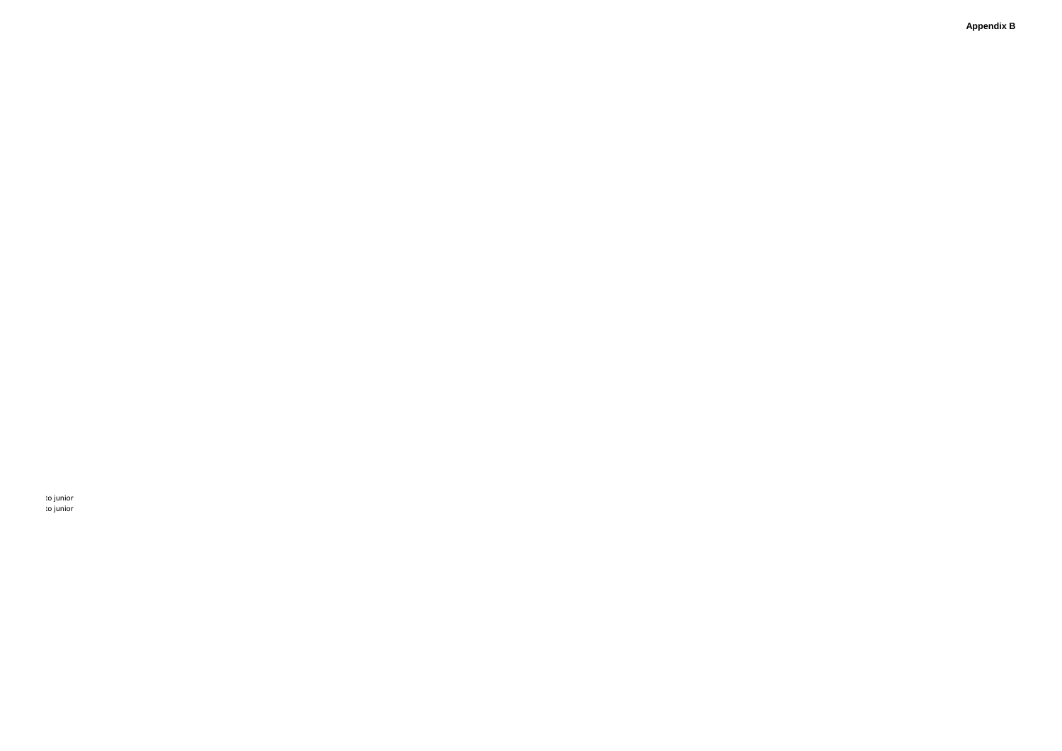**Appendix B**

to junior
to junior